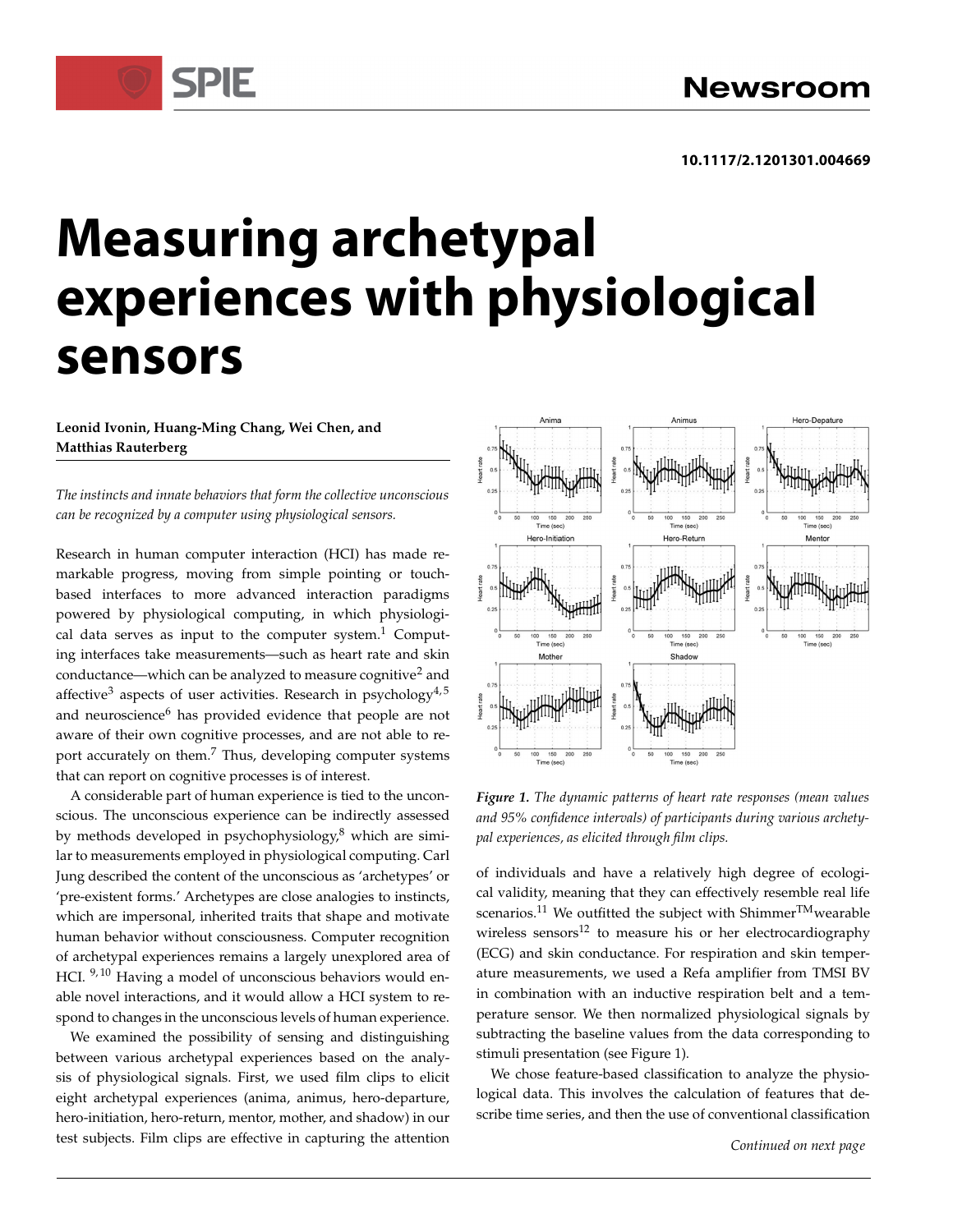10.1117/2.1201301.004669

# Measuring archetypal experiences with physiological sensors

**Leonid Ivonin, Huang-Ming Chang, Wei Chen, and Matthias Rauterberg**

*The instincts and innate behaviors that form the collective unconscious can be recognized by a computer using physiological sensors.*

Research in human computer interaction (HCI) has made remarkable progress, moving from simple pointing or touch-based interfaces to more advanced interaction paradigms powered by physiological computing, in which physiological data serves as input to the computer system.[1] Computing interfaces take measurements—such as heart rate and skin conductance—which can be analyzed to measure cognitive[2] and affective[3] aspects of user activities. Research in psychology[4,5] and neuroscience[6] has provided evidence that people are not aware of their own cognitive processes, and are not able to report accurately on them.[7] Thus, developing computer systems that can report on cognitive processes is of interest.

A considerable part of human experience is tied to the unconscious. The unconscious experience can be indirectly assessed by methods developed in psychophysiology,[8] which are similar to measurements employed in physiological computing. Carl Jung described the content of the unconscious as 'archetypes' or 'pre-existent forms.' Archetypes are close analogies to instincts, which are impersonal, inherited traits that shape and motivate human behavior without consciousness. Computer recognition of archetypal experiences remains a largely unexplored area of HCI.[9,10] Having a model of unconscious behaviors would enable novel interactions, and it would allow a HCI system to respond to changes in the unconscious levels of human experience.

We examined the possibility of sensing and distinguishing between various archetypal experiences based on the analysis of physiological signals. First, we used film clips to elicit eight archetypal experiences (anima, animus, hero-departure, hero-initiation, hero-return, mentor, mother, and shadow) in our test subjects. Film clips are effective in capturing the attention of individuals and have a relatively high degree of ecological validity, meaning that they can effectively resemble real life scenarios.[11] We outfitted the subject with Shimmer™ wearable wireless sensors[12] to measure his or her electrocardiography (ECG) and skin conductance. For respiration and skin temperature measurements, we used a Refa amplifier from TMSI BV in combination with an inductive respiration belt and a temperature sensor. We then normalized physiological signals by subtracting the baseline values from the data corresponding to stimuli presentation (see Figure 1).

*Figure 1. The dynamic patterns of heart rate responses (mean values and 95% confidence intervals) of participants during various archetypal experiences, as elicited through film clips.*

We chose feature-based classification to analyze the physiological data. This involves the calculation of features that describe time series, and then the use of conventional classification

*Continued on next page*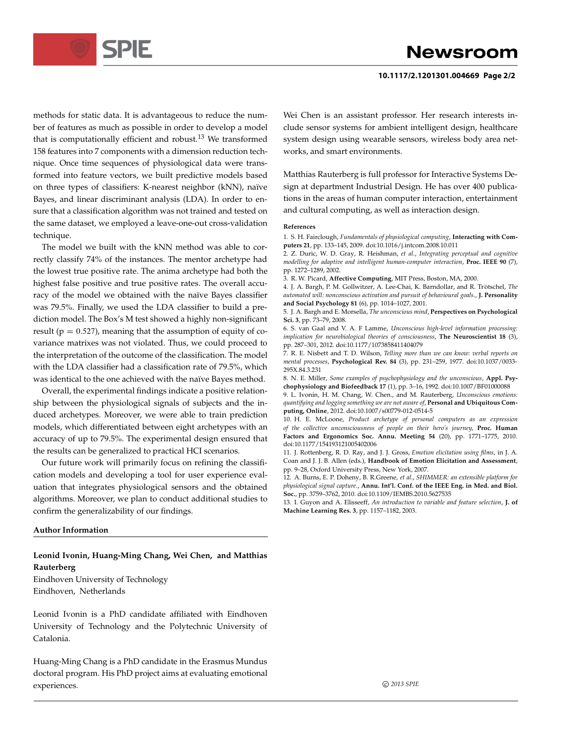methods for static data. It is advantageous to reduce the number of features as much as possible in order to develop a model that is computationally efficient and robust.[13] We transformed 158 features into 7 components with a dimension reduction technique. Once time sequences of physiological data were transformed into feature vectors, we built predictive models based on three types of classifiers: K-nearest neighbor (kNN), naïve Bayes, and linear discriminant analysis (LDA). In order to ensure that a classification algorithm was not trained and tested on the same dataset, we employed a leave-one-out cross-validation technique.

The model we built with the kNN method was able to correctly classify 74% of the instances. The mentor archetype had the lowest true positive rate. The anima archetype had both the highest false positive and true positive rates. The overall accuracy of the model we obtained with the naïve Bayes classifier was 79.5%. Finally, we used the LDA classifier to build a prediction model. The Box's M test showed a highly non-significant result ($p = 0.527$), meaning that the assumption of equity of covariance matrixes was not violated. Thus, we could proceed to the interpretation of the outcome of the classification. The model with the LDA classifier had a classification rate of 79.5%, which was identical to the one achieved with the naïve Bayes method.

Overall, the experimental findings indicate a positive relationship between the physiological signals of subjects and the induced archetypes. Moreover, we were able to train prediction models, which differentiated between eight archetypes with an accuracy of up to 79.5%. The experimental design ensured that the results can be generalized to practical HCI scenarios.

Our future work will primarily focus on refining the classification models and developing a tool for user experience evaluation that integrates physiological sensors and the obtained algorithms. Moreover, we plan to conduct additional studies to confirm the generalizability of our findings.

## Author Information

**Leonid Ivonin, Huang-Ming Chang, Wei Chen, and Matthias Rauterberg**
Eindhoven University of Technology
Eindhoven, Netherlands

Leonid Ivonin is a PhD candidate affiliated with Eindhoven University of Technology and the Polytechnic University of Catalonia.

Huang-Ming Chang is a PhD candidate in the Erasmus Mundus doctoral program. His PhD project aims at evaluating emotional experiences.

Wei Chen is an assistant professor. Her research interests include sensor systems for ambient intelligent design, healthcare system design using wearable sensors, wireless body area networks, and smart environments.

Matthias Rauterberg is full professor for Interactive Systems Design at department Industrial Design. He has over 400 publications in the areas of human computer interaction, entertainment and cultural computing, as well as interaction design.

### References

1. S. H. Fairclough, *Fundamentals of physiological computing*, **Interacting with Computers 21**, pp. 133–145, 2009. doi:10.1016/j.intcom.2008.10.011
2. Z. Duric, W. D. Gray, R. Heishman, *et al.*, *Integrating perceptual and cognitive modelling for adaptive and intelligent human-computer interaction*, **Proc. IEEE 90** (7), pp. 1272–1289, 2002.
3. R. W. Picard, **Affective Computing**, MIT Press, Boston, MA, 2000.
4. J. A. Bargh, P. M. Gollwitzer, A. Lee-Chai, K. Barndollar, and R. Trötschel, *The automated will: nonconscious activation and pursuit of behavioural goals.*, **J. Personality and Social Psychology 81** (6), pp. 1014–1027, 2001.
5. J. A. Bargh and E. Morsella, *The unconscious mind*, **Perspectives on Psychological Sci. 3**, pp. 73–79, 2008.
6. S. van Gaal and V. A. F Lamme, *Unconscious high-level information processing: implication for neurobiological theories of consciousness*, **The Neuroscientist 18** (3), pp. 287–301, 2012. doi:10.1177/1073858411404079
7. R. E. Nisbett and T. D. Wilson, *Telling more than we can know: verbal reports on mental processes*, **Psychological Rev. 84** (3), pp. 231–259, 1977. doi:10.1037/0033-295X.84.3.231
8. N. E. Miller, *Some examples of psychophysiology and the unconscious*, **Appl. Psychophysiology and Biofeedback 17** (1), pp. 3–16, 1992. doi:10.1007/BF01000088
9. L. Ivonin, H. M. Chang, W. Chen., and M. Rauterberg, *Unconscious emotions: quantifying and logging something we are not aware of*, **Personal and Ubiquitous Computing, Online**, 2012. doi:10.1007/s00779-012-0514-5
10. H. E. McLoone, *Product archetype of personal computers as an expression of the collective unconsciousness of people on their hero's journey*, **Proc. Human Factors and Ergonomics Soc. Annu. Meeting 54** (20), pp. 1771–1775, 2010. doi:10.1177/154193121005402006
11. J. Rottenberg, R. D. Ray, and J. J. Gross, *Emotion elicitation using films*, in J. A. Coan and J. J. B. Allen (eds.), **Handbook of Emotion Elicitation and Assessment**, pp. 9–28, Oxford University Press, New York, 2007.
12. A. Burns, E. P. Doheny, B. R.Greene, *et al.*, *SHIMMER: an extensible platform for physiological signal capture.*, **Annu. Int'l. Conf. of the IEEE Eng. in Med. and Biol. Soc.**, pp. 3759–3762, 2010. doi:10.1109/IEMBS.2010.5627535
13. I. Guyon and A. Elisseeff, *An introduction to variable and feature selection*, **J. of Machine Learning Res. 3**, pp. 1157–1182, 2003.

© 2013 SPIE